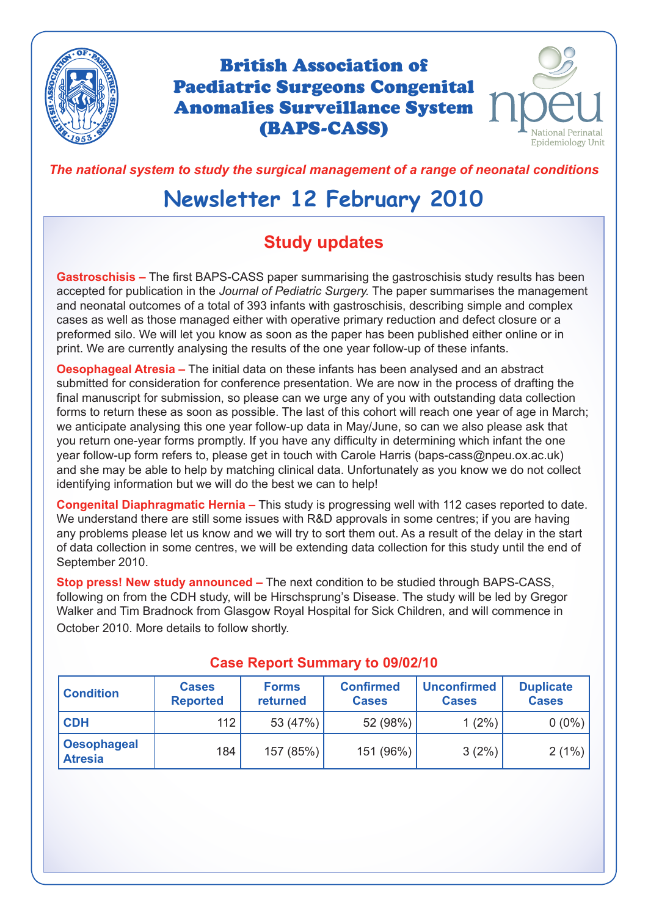# British Association of Paediatric Surgeons Congenital Anomalies Surveillance System (BAPS-CASS)

*The national system to study the surgical management of a range of neonatal conditions*

# Newsletter 12 February 2010

## Study updates

**Gastroschisis –** The first BAPS-CASS paper summarising the gastroschisis study results has been accepted for publication in the *Journal of Pediatric Surgery.* The paper summarises the management and neonatal outcomes of a total of 393 infants with gastroschisis, describing simple and complex cases as well as those managed either with operative primary reduction and defect closure or a preformed silo. We will let you know as soon as the paper has been published either online or in print. We are currently analysing the results of the one year follow-up of these infants.

**Oesophageal Atresia –** The initial data on these infants has been analysed and an abstract submitted for consideration for conference presentation. We are now in the process of drafting the final manuscript for submission, so please can we urge any of you with outstanding data collection forms to return these as soon as possible. The last of this cohort will reach one year of age in March; we anticipate analysing this one year follow-up data in May/June, so can we also please ask that you return one-year forms promptly. If you have any difficulty in determining which infant the one year follow-up form refers to, please get in touch with Carole Harris (baps-cass@npeu.ox.ac.uk) and she may be able to help by matching clinical data. Unfortunately as you know we do not collect identifying information but we will do the best we can to help!

**Congenital Diaphragmatic Hernia –** This study is progressing well with 112 cases reported to date. We understand there are still some issues with R&D approvals in some centres; if you are having any problems please let us know and we will try to sort them out. As a result of the delay in the start of data collection in some centres, we will be extending data collection for this study until the end of September 2010.

**Stop press! New study announced –** The next condition to be studied through BAPS-CASS, following on from the CDH study, will be Hirschsprung's Disease. The study will be led by Gregor Walker and Tim Bradnock from Glasgow Royal Hospital for Sick Children, and will commence in October 2010. More details to follow shortly.

### Case Report Summary to 09/02/10

| Condition | Cases Reported | Forms returned | Confirmed Cases | Unconfirmed Cases | Duplicate Cases |
|---|---|---|---|---|---|
| CDH | 112 | 53 (47%) | 52 (98%) | 1 (2%) | 0 (0%) |
| Oesophageal Atresia | 184 | 157 (85%) | 151 (96%) | 3 (2%) | 2 (1%) |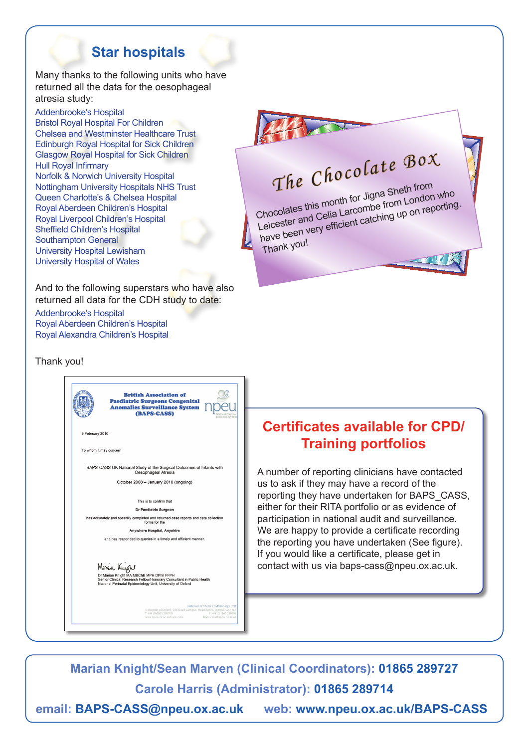## Star hospitals

Many thanks to the following units who have returned all the data for the oesophageal atresia study:

Addenbrooke's Hospital
Bristol Royal Hospital For Children
Chelsea and Westminster Healthcare Trust
Edinburgh Royal Hospital for Sick Children
Glasgow Royal Hospital for Sick Children
Hull Royal Infirmary
Norfolk & Norwich University Hospital
Nottingham University Hospitals NHS Trust
Queen Charlotte's & Chelsea Hospital
Royal Aberdeen Children's Hospital
Royal Liverpool Children's Hospital
Sheffield Children's Hospital
Southampton General
University Hospital Lewisham
University Hospital of Wales

And to the following superstars who have also returned all data for the CDH study to date:

Addenbrooke's Hospital
Royal Aberdeen Children's Hospital
Royal Alexandra Children's Hospital

Thank you!

## The Chocolate Box

Chocolates this month for Jigna Sheth from Leicester and Celia Larcombe from London who have been very efficient catching up on reporting. Thank you!

**British Association of Paediatric Surgeons Congenital Anomalies Surveillance System (BAPS-CASS)**

npeu
National Perinatal Epidemiology Unit

9 February 2010

To whom it may concern

BAPS-CASS UK National Study of the Surgical Outcomes of Infants with Oesophageal Atresia

October 2008 – January 2010 (ongoing)

This is to confirm that

**Dr Paediatric Surgeon**

has accurately and speedily completed and returned case reports and data collection forms for the

**Anywhere Hospital, Anyshire**

and has responded to queries in a timely and efficient manner.

Dr Marian Knight MA MBChB MPH DPhil FFPH
Senior Clinical Research Fellow/Honorary Consultant in Public Health
National Perinatal Epidemiology Unit, University of Oxford

## Certificates available for CPD/ Training portfolios

A number of reporting clinicians have contacted us to ask if they may have a record of the reporting they have undertaken for BAPS_CASS, either for their RITA portfolio or as evidence of participation in national audit and surveillance. We are happy to provide a certificate recording the reporting you have undertaken (See figure). If you would like a certificate, please get in contact with us via baps-cass@npeu.ox.ac.uk.

Marian Knight/Sean Marven (Clinical Coordinators): **01865 289727**

Carole Harris (Administrator): **01865 289714**

email: **BAPS-CASS@npeu.ox.ac.uk** web: **www.npeu.ox.ac.uk/BAPS-CASS**